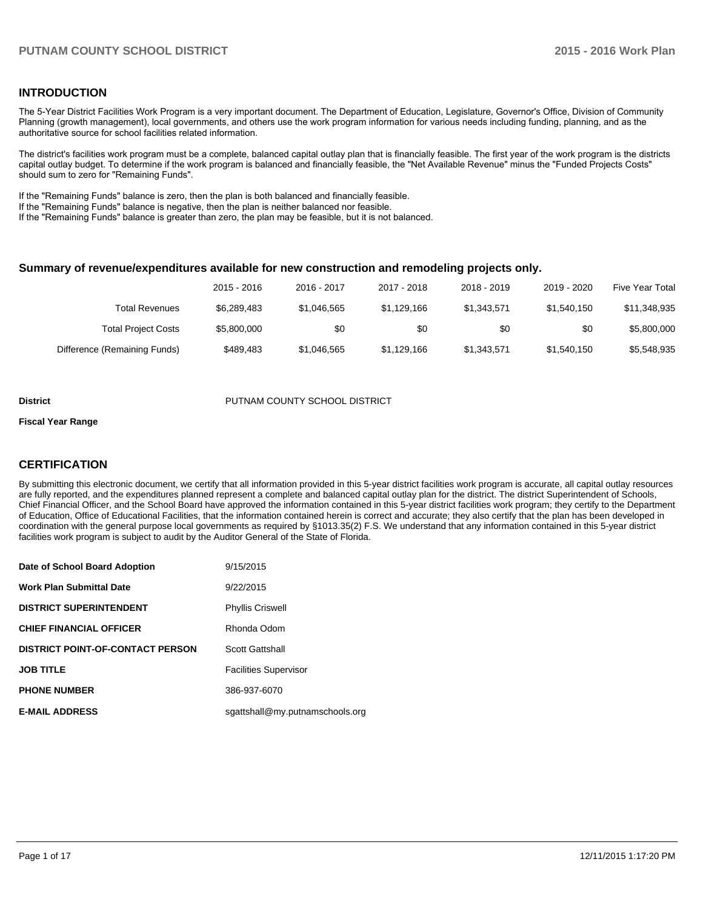## INTRODUCTION

The 5-Year District Facilities Work Program is a very important document. The Department of Education, Legislature, Governor's Office, Division of Community Planning (growth management), local governments, and others use the work program information for various needs including funding, planning, and as the authoritative source for school facilities related information.

The district's facilities work program must be a complete, balanced capital outlay plan that is financially feasible. The first year of the work program is the districts capital outlay budget. To determine if the work program is balanced and financially feasible, the "Net Available Revenue" minus the "Funded Projects Costs" should sum to zero for "Remaining Funds".

If the "Remaining Funds" balance is zero, then the plan is both balanced and financially feasible.
If the "Remaining Funds" balance is negative, then the plan is neither balanced nor feasible.
If the "Remaining Funds" balance is greater than zero, the plan may be feasible, but it is not balanced.

### Summary of revenue/expenditures available for new construction and remodeling projects only.

| | 2015 - 2016 | 2016 - 2017 | 2017 - 2018 | 2018 - 2019 | 2019 - 2020 | Five Year Total |
|---|---|---|---|---|---|---|
| Total Revenues | $6,289,483 | $1,046,565 | $1,129,166 | $1,343,571 | $1,540,150 | $11,348,935 |
| Total Project Costs | $5,800,000 | $0 | $0 | $0 | $0 | $5,800,000 |
| Difference (Remaining Funds) | $489,483 | $1,046,565 | $1,129,166 | $1,343,571 | $1,540,150 | $5,548,935 |

**District** PUTNAM COUNTY SCHOOL DISTRICT

**Fiscal Year Range**

## CERTIFICATION

By submitting this electronic document, we certify that all information provided in this 5-year district facilities work program is accurate, all capital outlay resources are fully reported, and the expenditures planned represent a complete and balanced capital outlay plan for the district. The district Superintendent of Schools, Chief Financial Officer, and the School Board have approved the information contained in this 5-year district facilities work program; they certify to the Department of Education, Office of Educational Facilities, that the information contained herein is correct and accurate; they also certify that the plan has been developed in coordination with the general purpose local governments as required by §1013.35(2) F.S. We understand that any information contained in this 5-year district facilities work program is subject to audit by the Auditor General of the State of Florida.

| | |
|---|---|
| **Date of School Board Adoption** | 9/15/2015 |
| **Work Plan Submittal Date** | 9/22/2015 |
| **DISTRICT SUPERINTENDENT** | Phyllis Criswell |
| **CHIEF FINANCIAL OFFICER** | Rhonda Odom |
| **DISTRICT POINT-OF-CONTACT PERSON** | Scott Gattshall |
| **JOB TITLE** | Facilities Supervisor |
| **PHONE NUMBER** | 386-937-6070 |
| **E-MAIL ADDRESS** | sgattshall@my.putnamschools.org |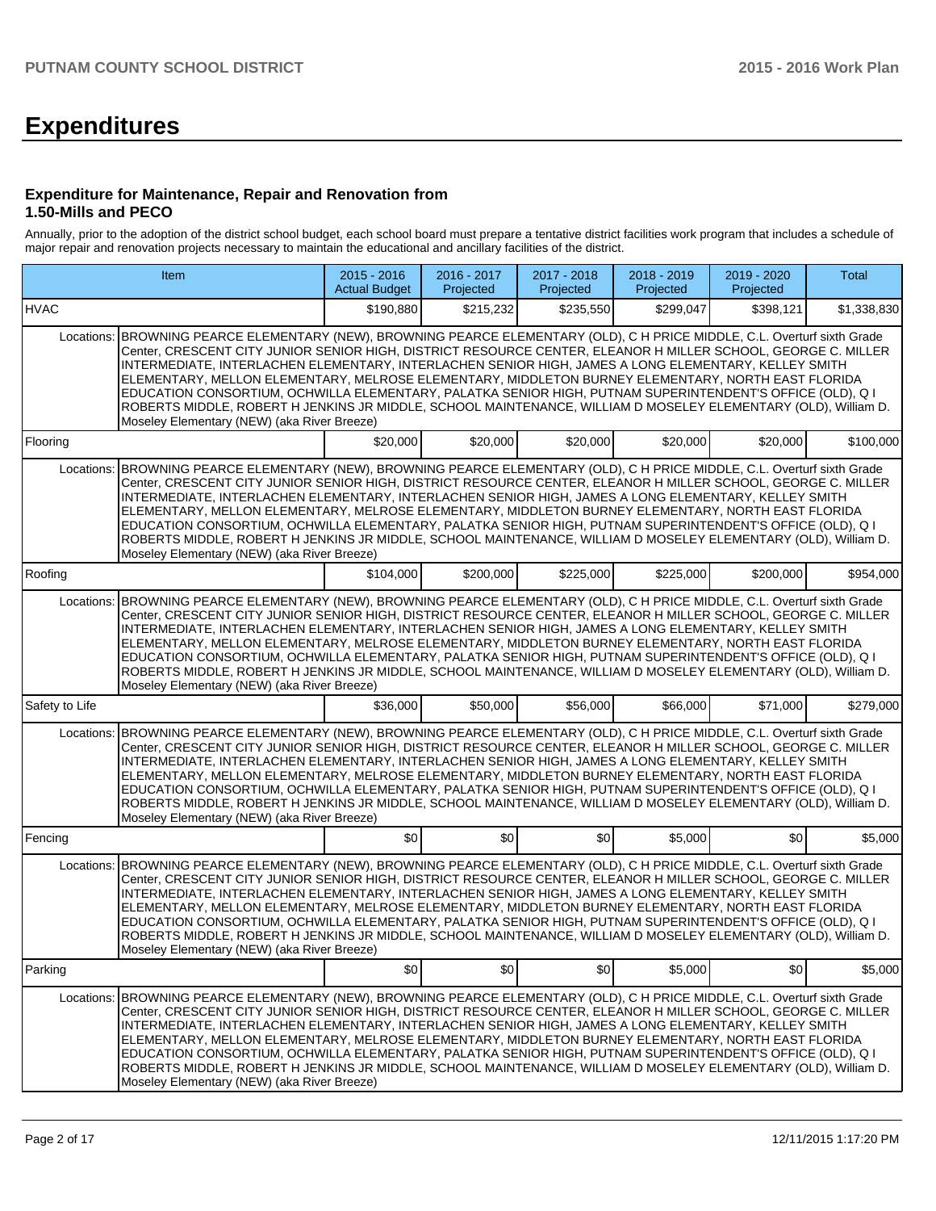# Expenditures

### Expenditure for Maintenance, Repair and Renovation from 1.50-Mills and PECO

Annually, prior to the adoption of the district school budget, each school board must prepare a tentative district facilities work program that includes a schedule of major repair and renovation projects necessary to maintain the educational and ancillary facilities of the district.

| Item | | 2015 - 2016 Actual Budget | 2016 - 2017 Projected | 2017 - 2018 Projected | 2018 - 2019 Projected | 2019 - 2020 Projected | Total |
|---|---|---|---|---|---|---|---|
| HVAC | | $190,880 | $215,232 | $235,550 | $299,047 | $398,121 | $1,338,830 |
| Locations: | BROWNING PEARCE ELEMENTARY (NEW), BROWNING PEARCE ELEMENTARY (OLD), C H PRICE MIDDLE, C.L. Overturf sixth Grade Center, CRESCENT CITY JUNIOR SENIOR HIGH, DISTRICT RESOURCE CENTER, ELEANOR H MILLER SCHOOL, GEORGE C. MILLER INTERMEDIATE, INTERLACHEN ELEMENTARY, INTERLACHEN SENIOR HIGH, JAMES A LONG ELEMENTARY, KELLEY SMITH ELEMENTARY, MELLON ELEMENTARY, MELROSE ELEMENTARY, MIDDLETON BURNEY ELEMENTARY, NORTH EAST FLORIDA EDUCATION CONSORTIUM, OCHWILLA ELEMENTARY, PALATKA SENIOR HIGH, PUTNAM SUPERINTENDENT'S OFFICE (OLD), Q I ROBERTS MIDDLE, ROBERT H JENKINS JR MIDDLE, SCHOOL MAINTENANCE, WILLIAM D MOSELEY ELEMENTARY (OLD), William D. Moseley Elementary (NEW) (aka River Breeze) | | | | | | |
| Flooring | | $20,000 | $20,000 | $20,000 | $20,000 | $20,000 | $100,000 |
| Locations: | BROWNING PEARCE ELEMENTARY (NEW), BROWNING PEARCE ELEMENTARY (OLD), C H PRICE MIDDLE, C.L. Overturf sixth Grade Center, CRESCENT CITY JUNIOR SENIOR HIGH, DISTRICT RESOURCE CENTER, ELEANOR H MILLER SCHOOL, GEORGE C. MILLER INTERMEDIATE, INTERLACHEN ELEMENTARY, INTERLACHEN SENIOR HIGH, JAMES A LONG ELEMENTARY, KELLEY SMITH ELEMENTARY, MELLON ELEMENTARY, MELROSE ELEMENTARY, MIDDLETON BURNEY ELEMENTARY, NORTH EAST FLORIDA EDUCATION CONSORTIUM, OCHWILLA ELEMENTARY, PALATKA SENIOR HIGH, PUTNAM SUPERINTENDENT'S OFFICE (OLD), Q I ROBERTS MIDDLE, ROBERT H JENKINS JR MIDDLE, SCHOOL MAINTENANCE, WILLIAM D MOSELEY ELEMENTARY (OLD), William D. Moseley Elementary (NEW) (aka River Breeze) | | | | | | |
| Roofing | | $104,000 | $200,000 | $225,000 | $225,000 | $200,000 | $954,000 |
| Locations: | BROWNING PEARCE ELEMENTARY (NEW), BROWNING PEARCE ELEMENTARY (OLD), C H PRICE MIDDLE, C.L. Overturf sixth Grade Center, CRESCENT CITY JUNIOR SENIOR HIGH, DISTRICT RESOURCE CENTER, ELEANOR H MILLER SCHOOL, GEORGE C. MILLER INTERMEDIATE, INTERLACHEN ELEMENTARY, INTERLACHEN SENIOR HIGH, JAMES A LONG ELEMENTARY, KELLEY SMITH ELEMENTARY, MELLON ELEMENTARY, MELROSE ELEMENTARY, MIDDLETON BURNEY ELEMENTARY, NORTH EAST FLORIDA EDUCATION CONSORTIUM, OCHWILLA ELEMENTARY, PALATKA SENIOR HIGH, PUTNAM SUPERINTENDENT'S OFFICE (OLD), Q I ROBERTS MIDDLE, ROBERT H JENKINS JR MIDDLE, SCHOOL MAINTENANCE, WILLIAM D MOSELEY ELEMENTARY (OLD), William D. Moseley Elementary (NEW) (aka River Breeze) | | | | | | |
| Safety to Life | | $36,000 | $50,000 | $56,000 | $66,000 | $71,000 | $279,000 |
| Locations: | BROWNING PEARCE ELEMENTARY (NEW), BROWNING PEARCE ELEMENTARY (OLD), C H PRICE MIDDLE, C.L. Overturf sixth Grade Center, CRESCENT CITY JUNIOR SENIOR HIGH, DISTRICT RESOURCE CENTER, ELEANOR H MILLER SCHOOL, GEORGE C. MILLER INTERMEDIATE, INTERLACHEN ELEMENTARY, INTERLACHEN SENIOR HIGH, JAMES A LONG ELEMENTARY, KELLEY SMITH ELEMENTARY, MELLON ELEMENTARY, MELROSE ELEMENTARY, MIDDLETON BURNEY ELEMENTARY, NORTH EAST FLORIDA EDUCATION CONSORTIUM, OCHWILLA ELEMENTARY, PALATKA SENIOR HIGH, PUTNAM SUPERINTENDENT'S OFFICE (OLD), Q I ROBERTS MIDDLE, ROBERT H JENKINS JR MIDDLE, SCHOOL MAINTENANCE, WILLIAM D MOSELEY ELEMENTARY (OLD), William D. Moseley Elementary (NEW) (aka River Breeze) | | | | | | |
| Fencing | | $0 | $0 | $0 | $5,000 | $0 | $5,000 |
| Locations: | BROWNING PEARCE ELEMENTARY (NEW), BROWNING PEARCE ELEMENTARY (OLD), C H PRICE MIDDLE, C.L. Overturf sixth Grade Center, CRESCENT CITY JUNIOR SENIOR HIGH, DISTRICT RESOURCE CENTER, ELEANOR H MILLER SCHOOL, GEORGE C. MILLER INTERMEDIATE, INTERLACHEN ELEMENTARY, INTERLACHEN SENIOR HIGH, JAMES A LONG ELEMENTARY, KELLEY SMITH ELEMENTARY, MELLON ELEMENTARY, MELROSE ELEMENTARY, MIDDLETON BURNEY ELEMENTARY, NORTH EAST FLORIDA EDUCATION CONSORTIUM, OCHWILLA ELEMENTARY, PALATKA SENIOR HIGH, PUTNAM SUPERINTENDENT'S OFFICE (OLD), Q I ROBERTS MIDDLE, ROBERT H JENKINS JR MIDDLE, SCHOOL MAINTENANCE, WILLIAM D MOSELEY ELEMENTARY (OLD), William D. Moseley Elementary (NEW) (aka River Breeze) | | | | | | |
| Parking | | $0 | $0 | $0 | $5,000 | $0 | $5,000 |
| Locations: | BROWNING PEARCE ELEMENTARY (NEW), BROWNING PEARCE ELEMENTARY (OLD), C H PRICE MIDDLE, C.L. Overturf sixth Grade Center, CRESCENT CITY JUNIOR SENIOR HIGH, DISTRICT RESOURCE CENTER, ELEANOR H MILLER SCHOOL, GEORGE C. MILLER INTERMEDIATE, INTERLACHEN ELEMENTARY, INTERLACHEN SENIOR HIGH, JAMES A LONG ELEMENTARY, KELLEY SMITH ELEMENTARY, MELLON ELEMENTARY, MELROSE ELEMENTARY, MIDDLETON BURNEY ELEMENTARY, NORTH EAST FLORIDA EDUCATION CONSORTIUM, OCHWILLA ELEMENTARY, PALATKA SENIOR HIGH, PUTNAM SUPERINTENDENT'S OFFICE (OLD), Q I ROBERTS MIDDLE, ROBERT H JENKINS JR MIDDLE, SCHOOL MAINTENANCE, WILLIAM D MOSELEY ELEMENTARY (OLD), William D. Moseley Elementary (NEW) (aka River Breeze) | | | | | | |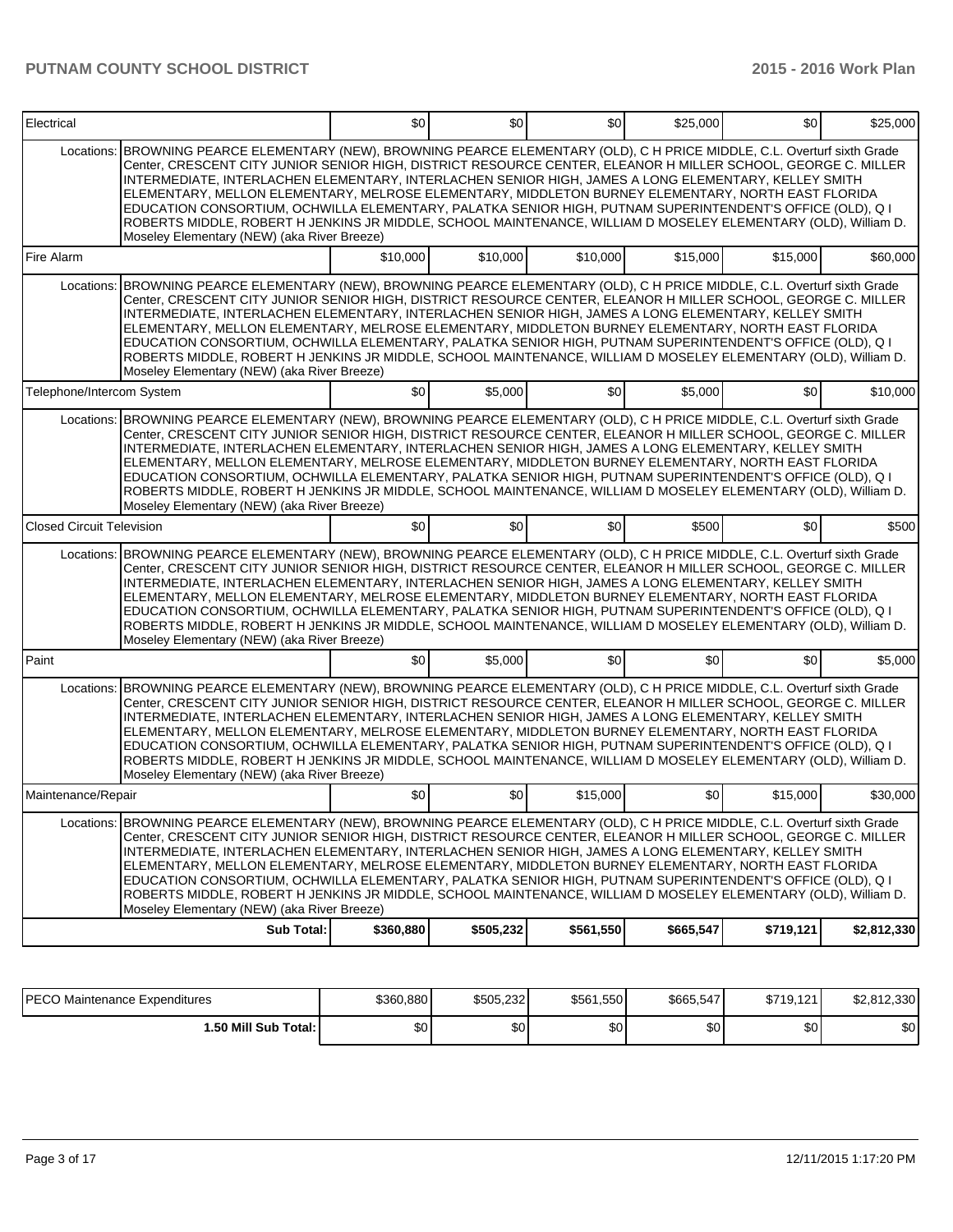| | | | | | | |
|---|---|---|---|---|---|---|
| Electrical | $0 | $0 | $0 | $25,000 | $0 | $25,000 |
| Locations: BROWNING PEARCE ELEMENTARY (NEW), BROWNING PEARCE ELEMENTARY (OLD), C H PRICE MIDDLE, C.L. Overturf sixth Grade Center, CRESCENT CITY JUNIOR SENIOR HIGH, DISTRICT RESOURCE CENTER, ELEANOR H MILLER SCHOOL, GEORGE C. MILLER INTERMEDIATE, INTERLACHEN ELEMENTARY, INTERLACHEN SENIOR HIGH, JAMES A LONG ELEMENTARY, KELLEY SMITH ELEMENTARY, MELLON ELEMENTARY, MELROSE ELEMENTARY, MIDDLETON BURNEY ELEMENTARY, NORTH EAST FLORIDA EDUCATION CONSORTIUM, OCHWILLA ELEMENTARY, PALATKA SENIOR HIGH, PUTNAM SUPERINTENDENT'S OFFICE (OLD), Q I ROBERTS MIDDLE, ROBERT H JENKINS JR MIDDLE, SCHOOL MAINTENANCE, WILLIAM D MOSELEY ELEMENTARY (OLD), William D. Moseley Elementary (NEW) (aka River Breeze) | | | | | | |
| Fire Alarm | $10,000 | $10,000 | $10,000 | $15,000 | $15,000 | $60,000 |
| Locations: BROWNING PEARCE ELEMENTARY (NEW), BROWNING PEARCE ELEMENTARY (OLD), C H PRICE MIDDLE, C.L. Overturf sixth Grade Center, CRESCENT CITY JUNIOR SENIOR HIGH, DISTRICT RESOURCE CENTER, ELEANOR H MILLER SCHOOL, GEORGE C. MILLER INTERMEDIATE, INTERLACHEN ELEMENTARY, INTERLACHEN SENIOR HIGH, JAMES A LONG ELEMENTARY, KELLEY SMITH ELEMENTARY, MELLON ELEMENTARY, MELROSE ELEMENTARY, MIDDLETON BURNEY ELEMENTARY, NORTH EAST FLORIDA EDUCATION CONSORTIUM, OCHWILLA ELEMENTARY, PALATKA SENIOR HIGH, PUTNAM SUPERINTENDENT'S OFFICE (OLD), Q I ROBERTS MIDDLE, ROBERT H JENKINS JR MIDDLE, SCHOOL MAINTENANCE, WILLIAM D MOSELEY ELEMENTARY (OLD), William D. Moseley Elementary (NEW) (aka River Breeze) | | | | | | |
| Telephone/Intercom System | $0 | $5,000 | $0 | $5,000 | $0 | $10,000 |
| Locations: BROWNING PEARCE ELEMENTARY (NEW), BROWNING PEARCE ELEMENTARY (OLD), C H PRICE MIDDLE, C.L. Overturf sixth Grade Center, CRESCENT CITY JUNIOR SENIOR HIGH, DISTRICT RESOURCE CENTER, ELEANOR H MILLER SCHOOL, GEORGE C. MILLER INTERMEDIATE, INTERLACHEN ELEMENTARY, INTERLACHEN SENIOR HIGH, JAMES A LONG ELEMENTARY, KELLEY SMITH ELEMENTARY, MELLON ELEMENTARY, MELROSE ELEMENTARY, MIDDLETON BURNEY ELEMENTARY, NORTH EAST FLORIDA EDUCATION CONSORTIUM, OCHWILLA ELEMENTARY, PALATKA SENIOR HIGH, PUTNAM SUPERINTENDENT'S OFFICE (OLD), Q I ROBERTS MIDDLE, ROBERT H JENKINS JR MIDDLE, SCHOOL MAINTENANCE, WILLIAM D MOSELEY ELEMENTARY (OLD), William D. Moseley Elementary (NEW) (aka River Breeze) | | | | | | |
| Closed Circuit Television | $0 | $0 | $0 | $500 | $0 | $500 |
| Locations: BROWNING PEARCE ELEMENTARY (NEW), BROWNING PEARCE ELEMENTARY (OLD), C H PRICE MIDDLE, C.L. Overturf sixth Grade Center, CRESCENT CITY JUNIOR SENIOR HIGH, DISTRICT RESOURCE CENTER, ELEANOR H MILLER SCHOOL, GEORGE C. MILLER INTERMEDIATE, INTERLACHEN ELEMENTARY, INTERLACHEN SENIOR HIGH, JAMES A LONG ELEMENTARY, KELLEY SMITH ELEMENTARY, MELLON ELEMENTARY, MELROSE ELEMENTARY, MIDDLETON BURNEY ELEMENTARY, NORTH EAST FLORIDA EDUCATION CONSORTIUM, OCHWILLA ELEMENTARY, PALATKA SENIOR HIGH, PUTNAM SUPERINTENDENT'S OFFICE (OLD), Q I ROBERTS MIDDLE, ROBERT H JENKINS JR MIDDLE, SCHOOL MAINTENANCE, WILLIAM D MOSELEY ELEMENTARY (OLD), William D. Moseley Elementary (NEW) (aka River Breeze) | | | | | | |
| Paint | $0 | $5,000 | $0 | $0 | $0 | $5,000 |
| Locations: BROWNING PEARCE ELEMENTARY (NEW), BROWNING PEARCE ELEMENTARY (OLD), C H PRICE MIDDLE, C.L. Overturf sixth Grade Center, CRESCENT CITY JUNIOR SENIOR HIGH, DISTRICT RESOURCE CENTER, ELEANOR H MILLER SCHOOL, GEORGE C. MILLER INTERMEDIATE, INTERLACHEN ELEMENTARY, INTERLACHEN SENIOR HIGH, JAMES A LONG ELEMENTARY, KELLEY SMITH ELEMENTARY, MELLON ELEMENTARY, MELROSE ELEMENTARY, MIDDLETON BURNEY ELEMENTARY, NORTH EAST FLORIDA EDUCATION CONSORTIUM, OCHWILLA ELEMENTARY, PALATKA SENIOR HIGH, PUTNAM SUPERINTENDENT'S OFFICE (OLD), Q I ROBERTS MIDDLE, ROBERT H JENKINS JR MIDDLE, SCHOOL MAINTENANCE, WILLIAM D MOSELEY ELEMENTARY (OLD), William D. Moseley Elementary (NEW) (aka River Breeze) | | | | | | |
| Maintenance/Repair | $0 | $0 | $15,000 | $0 | $15,000 | $30,000 |
| Locations: BROWNING PEARCE ELEMENTARY (NEW), BROWNING PEARCE ELEMENTARY (OLD), C H PRICE MIDDLE, C.L. Overturf sixth Grade Center, CRESCENT CITY JUNIOR SENIOR HIGH, DISTRICT RESOURCE CENTER, ELEANOR H MILLER SCHOOL, GEORGE C. MILLER INTERMEDIATE, INTERLACHEN ELEMENTARY, INTERLACHEN SENIOR HIGH, JAMES A LONG ELEMENTARY, KELLEY SMITH ELEMENTARY, MELLON ELEMENTARY, MELROSE ELEMENTARY, MIDDLETON BURNEY ELEMENTARY, NORTH EAST FLORIDA EDUCATION CONSORTIUM, OCHWILLA ELEMENTARY, PALATKA SENIOR HIGH, PUTNAM SUPERINTENDENT'S OFFICE (OLD), Q I ROBERTS MIDDLE, ROBERT H JENKINS JR MIDDLE, SCHOOL MAINTENANCE, WILLIAM D MOSELEY ELEMENTARY (OLD), William D. Moseley Elementary (NEW) (aka River Breeze) | | | | | | |
| **Sub Total:** | **$360,880** | **$505,232** | **$561,550** | **$665,547** | **$719,121** | **$2,812,330** |

| | | | | | | |
|---|---|---|---|---|---|---|
| PECO Maintenance Expenditures | $360,880 | $505,232 | $561,550 | $665,547 | $719,121 | $2,812,330 |
| **1.50 Mill Sub Total:** | $0 | $0 | $0 | $0 | $0 | $0 |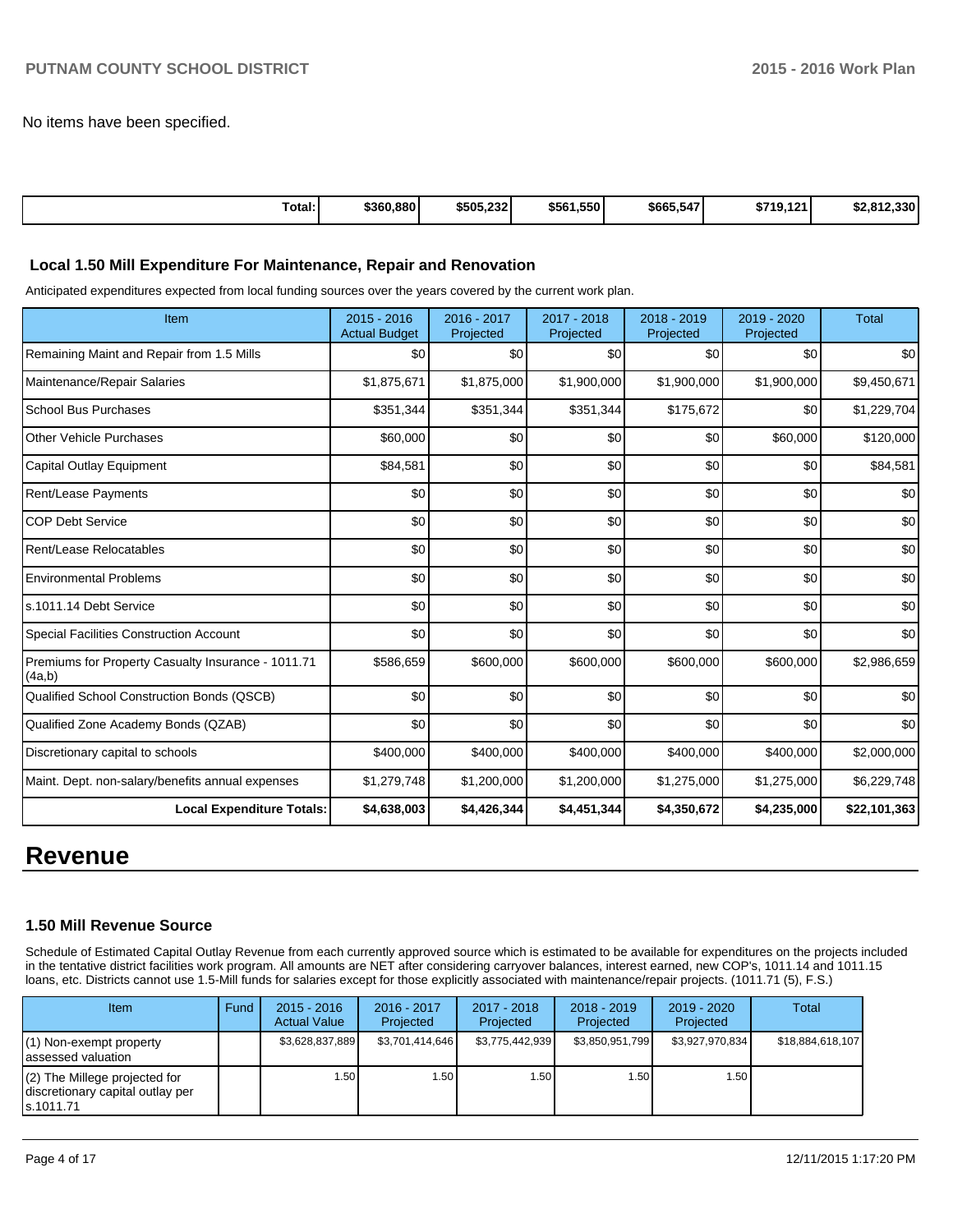No items have been specified.

| Total: | $360,880 | $505,232 | $561,550 | $665,547 | $719,121 | $2,812,330 |
|---|---|---|---|---|---|---|

### Local 1.50 Mill Expenditure For Maintenance, Repair and Renovation

Anticipated expenditures expected from local funding sources over the years covered by the current work plan.

| Item | 2015 - 2016 Actual Budget | 2016 - 2017 Projected | 2017 - 2018 Projected | 2018 - 2019 Projected | 2019 - 2020 Projected | Total |
|---|---|---|---|---|---|---|
| Remaining Maint and Repair from 1.5 Mills | $0 | $0 | $0 | $0 | $0 | $0 |
| Maintenance/Repair Salaries | $1,875,671 | $1,875,000 | $1,900,000 | $1,900,000 | $1,900,000 | $9,450,671 |
| School Bus Purchases | $351,344 | $351,344 | $351,344 | $175,672 | $0 | $1,229,704 |
| Other Vehicle Purchases | $60,000 | $0 | $0 | $0 | $60,000 | $120,000 |
| Capital Outlay Equipment | $84,581 | $0 | $0 | $0 | $0 | $84,581 |
| Rent/Lease Payments | $0 | $0 | $0 | $0 | $0 | $0 |
| COP Debt Service | $0 | $0 | $0 | $0 | $0 | $0 |
| Rent/Lease Relocatables | $0 | $0 | $0 | $0 | $0 | $0 |
| Environmental Problems | $0 | $0 | $0 | $0 | $0 | $0 |
| s.1011.14 Debt Service | $0 | $0 | $0 | $0 | $0 | $0 |
| Special Facilities Construction Account | $0 | $0 | $0 | $0 | $0 | $0 |
| Premiums for Property Casualty Insurance - 1011.71 (4a,b) | $586,659 | $600,000 | $600,000 | $600,000 | $600,000 | $2,986,659 |
| Qualified School Construction Bonds (QSCB) | $0 | $0 | $0 | $0 | $0 | $0 |
| Qualified Zone Academy Bonds (QZAB) | $0 | $0 | $0 | $0 | $0 | $0 |
| Discretionary capital to schools | $400,000 | $400,000 | $400,000 | $400,000 | $400,000 | $2,000,000 |
| Maint. Dept. non-salary/benefits annual expenses | $1,279,748 | $1,200,000 | $1,200,000 | $1,275,000 | $1,275,000 | $6,229,748 |
| **Local Expenditure Totals:** | **$4,638,003** | **$4,426,344** | **$4,451,344** | **$4,350,672** | **$4,235,000** | **$22,101,363** |

# Revenue

### 1.50 Mill Revenue Source

Schedule of Estimated Capital Outlay Revenue from each currently approved source which is estimated to be available for expenditures on the projects included in the tentative district facilities work program. All amounts are NET after considering carryover balances, interest earned, new COP's, 1011.14 and 1011.15 loans, etc. Districts cannot use 1.5-Mill funds for salaries except for those explicitly associated with maintenance/repair projects. (1011.71 (5), F.S.)

| Item | Fund | 2015 - 2016 Actual Value | 2016 - 2017 Projected | 2017 - 2018 Projected | 2018 - 2019 Projected | 2019 - 2020 Projected | Total |
|---|---|---|---|---|---|---|---|
| (1) Non-exempt property assessed valuation | | $3,628,837,889 | $3,701,414,646 | $3,775,442,939 | $3,850,951,799 | $3,927,970,834 | $18,884,618,107 |
| (2) The Millege projected for discretionary capital outlay per s.1011.71 | | 1.50 | 1.50 | 1.50 | 1.50 | 1.50 | |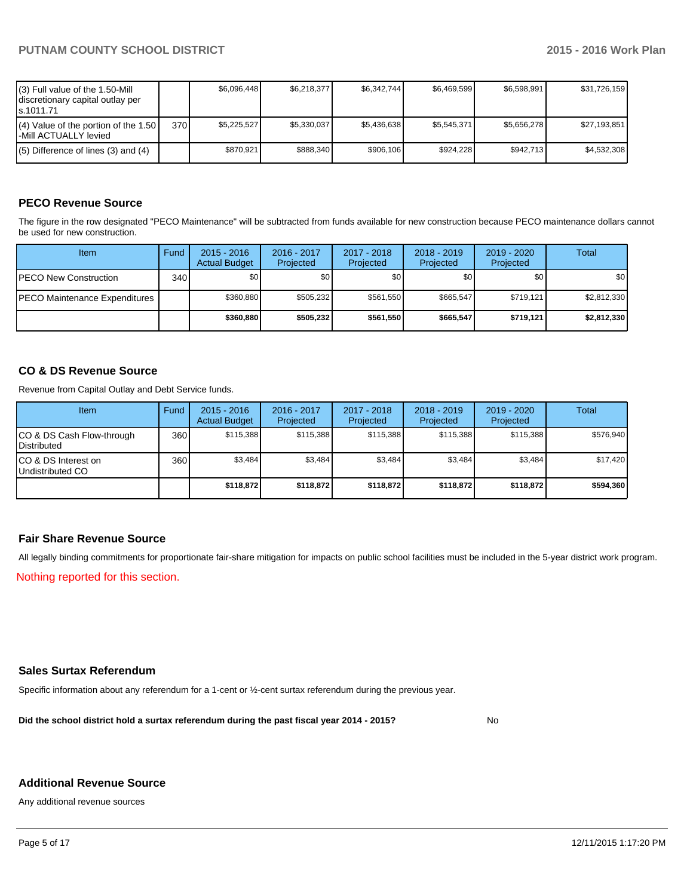| | | | | | | | |
|---|---|---|---|---|---|---|---|
| (3) Full value of the 1.50-Mill discretionary capital outlay per s.1011.71 | | $6,096,448 | $6,218,377 | $6,342,744 | $6,469,599 | $6,598,991 | $31,726,159 |
| (4) Value of the portion of the 1.50 -Mill ACTUALLY levied | 370 | $5,225,527 | $5,330,037 | $5,436,638 | $5,545,371 | $5,656,278 | $27,193,851 |
| (5) Difference of lines (3) and (4) | | $870,921 | $888,340 | $906,106 | $924,228 | $942,713 | $4,532,308 |

## PECO Revenue Source

The figure in the row designated "PECO Maintenance" will be subtracted from funds available for new construction because PECO maintenance dollars cannot be used for new construction.

| Item | Fund | 2015 - 2016 Actual Budget | 2016 - 2017 Projected | 2017 - 2018 Projected | 2018 - 2019 Projected | 2019 - 2020 Projected | Total |
|---|---|---|---|---|---|---|---|
| PECO New Construction | 340 | $0 | $0 | $0 | $0 | $0 | $0 |
| PECO Maintenance Expenditures | | $360,880 | $505,232 | $561,550 | $665,547 | $719,121 | $2,812,330 |
| | | **$360,880** | **$505,232** | **$561,550** | **$665,547** | **$719,121** | **$2,812,330** |

## CO & DS Revenue Source

Revenue from Capital Outlay and Debt Service funds.

| Item | Fund | 2015 - 2016 Actual Budget | 2016 - 2017 Projected | 2017 - 2018 Projected | 2018 - 2019 Projected | 2019 - 2020 Projected | Total |
|---|---|---|---|---|---|---|---|
| CO & DS Cash Flow-through Distributed | 360 | $115,388 | $115,388 | $115,388 | $115,388 | $115,388 | $576,940 |
| CO & DS Interest on Undistributed CO | 360 | $3,484 | $3,484 | $3,484 | $3,484 | $3,484 | $17,420 |
| | | **$118,872** | **$118,872** | **$118,872** | **$118,872** | **$118,872** | **$594,360** |

## Fair Share Revenue Source

All legally binding commitments for proportionate fair-share mitigation for impacts on public school facilities must be included in the 5-year district work program.

Nothing reported for this section.

## Sales Surtax Referendum

Specific information about any referendum for a 1-cent or ½-cent surtax referendum during the previous year.

**Did the school district hold a surtax referendum during the past fiscal year 2014 - 2015?** No

## Additional Revenue Source

Any additional revenue sources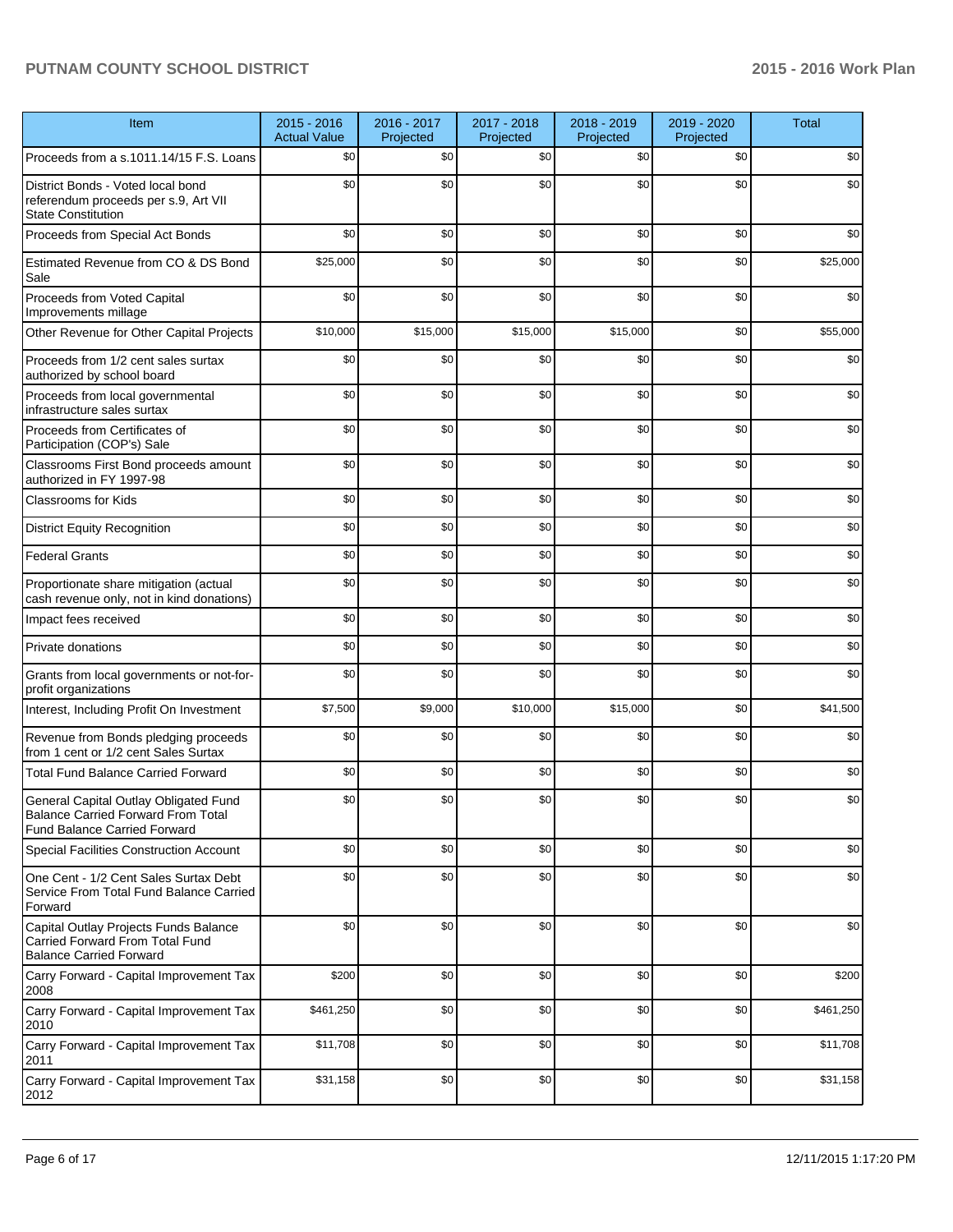| Item | 2015 - 2016 Actual Value | 2016 - 2017 Projected | 2017 - 2018 Projected | 2018 - 2019 Projected | 2019 - 2020 Projected | Total |
|---|---|---|---|---|---|---|
| Proceeds from a s.1011.14/15 F.S. Loans | $0 | $0 | $0 | $0 | $0 | $0 |
| District Bonds - Voted local bond referendum proceeds per s.9, Art VII State Constitution | $0 | $0 | $0 | $0 | $0 | $0 |
| Proceeds from Special Act Bonds | $0 | $0 | $0 | $0 | $0 | $0 |
| Estimated Revenue from CO & DS Bond Sale | $25,000 | $0 | $0 | $0 | $0 | $25,000 |
| Proceeds from Voted Capital Improvements millage | $0 | $0 | $0 | $0 | $0 | $0 |
| Other Revenue for Other Capital Projects | $10,000 | $15,000 | $15,000 | $15,000 | $0 | $55,000 |
| Proceeds from 1/2 cent sales surtax authorized by school board | $0 | $0 | $0 | $0 | $0 | $0 |
| Proceeds from local governmental infrastructure sales surtax | $0 | $0 | $0 | $0 | $0 | $0 |
| Proceeds from Certificates of Participation (COP's) Sale | $0 | $0 | $0 | $0 | $0 | $0 |
| Classrooms First Bond proceeds amount authorized in FY 1997-98 | $0 | $0 | $0 | $0 | $0 | $0 |
| Classrooms for Kids | $0 | $0 | $0 | $0 | $0 | $0 |
| District Equity Recognition | $0 | $0 | $0 | $0 | $0 | $0 |
| Federal Grants | $0 | $0 | $0 | $0 | $0 | $0 |
| Proportionate share mitigation (actual cash revenue only, not in kind donations) | $0 | $0 | $0 | $0 | $0 | $0 |
| Impact fees received | $0 | $0 | $0 | $0 | $0 | $0 |
| Private donations | $0 | $0 | $0 | $0 | $0 | $0 |
| Grants from local governments or not-for-profit organizations | $0 | $0 | $0 | $0 | $0 | $0 |
| Interest, Including Profit On Investment | $7,500 | $9,000 | $10,000 | $15,000 | $0 | $41,500 |
| Revenue from Bonds pledging proceeds from 1 cent or 1/2 cent Sales Surtax | $0 | $0 | $0 | $0 | $0 | $0 |
| Total Fund Balance Carried Forward | $0 | $0 | $0 | $0 | $0 | $0 |
| General Capital Outlay Obligated Fund Balance Carried Forward From Total Fund Balance Carried Forward | $0 | $0 | $0 | $0 | $0 | $0 |
| Special Facilities Construction Account | $0 | $0 | $0 | $0 | $0 | $0 |
| One Cent - 1/2 Cent Sales Surtax Debt Service From Total Fund Balance Carried Forward | $0 | $0 | $0 | $0 | $0 | $0 |
| Capital Outlay Projects Funds Balance Carried Forward From Total Fund Balance Carried Forward | $0 | $0 | $0 | $0 | $0 | $0 |
| Carry Forward - Capital Improvement Tax 2008 | $200 | $0 | $0 | $0 | $0 | $200 |
| Carry Forward - Capital Improvement Tax 2010 | $461,250 | $0 | $0 | $0 | $0 | $461,250 |
| Carry Forward - Capital Improvement Tax 2011 | $11,708 | $0 | $0 | $0 | $0 | $11,708 |
| Carry Forward - Capital Improvement Tax 2012 | $31,158 | $0 | $0 | $0 | $0 | $31,158 |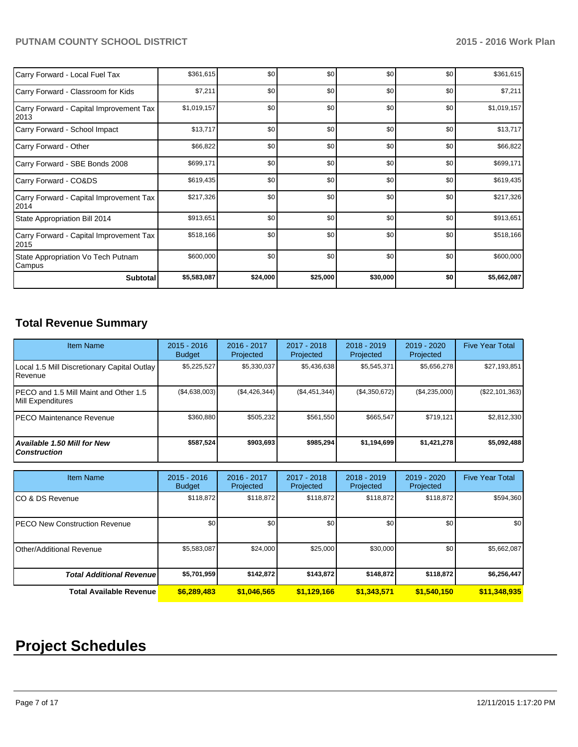| | | | | | | |
|---|---|---|---|---|---|---|
| Carry Forward - Local Fuel Tax | $361,615 | $0 | $0 | $0 | $0 | $361,615 |
| Carry Forward - Classroom for Kids | $7,211 | $0 | $0 | $0 | $0 | $7,211 |
| Carry Forward - Capital Improvement Tax 2013 | $1,019,157 | $0 | $0 | $0 | $0 | $1,019,157 |
| Carry Forward - School Impact | $13,717 | $0 | $0 | $0 | $0 | $13,717 |
| Carry Forward - Other | $66,822 | $0 | $0 | $0 | $0 | $66,822 |
| Carry Forward - SBE Bonds 2008 | $699,171 | $0 | $0 | $0 | $0 | $699,171 |
| Carry Forward - CO&DS | $619,435 | $0 | $0 | $0 | $0 | $619,435 |
| Carry Forward - Capital Improvement Tax 2014 | $217,326 | $0 | $0 | $0 | $0 | $217,326 |
| State Appropriation Bill 2014 | $913,651 | $0 | $0 | $0 | $0 | $913,651 |
| Carry Forward - Capital Improvement Tax 2015 | $518,166 | $0 | $0 | $0 | $0 | $518,166 |
| State Appropriation Vo Tech Putnam Campus | $600,000 | $0 | $0 | $0 | $0 | $600,000 |
| **Subtotal** | **$5,583,087** | **$24,000** | **$25,000** | **$30,000** | **$0** | **$5,662,087** |

## Total Revenue Summary

| Item Name | 2015 - 2016 Budget | 2016 - 2017 Projected | 2017 - 2018 Projected | 2018 - 2019 Projected | 2019 - 2020 Projected | Five Year Total |
|---|---|---|---|---|---|---|
| Local 1.5 Mill Discretionary Capital Outlay Revenue | $5,225,527 | $5,330,037 | $5,436,638 | $5,545,371 | $5,656,278 | $27,193,851 |
| PECO and 1.5 Mill Maint and Other 1.5 Mill Expenditures | ($4,638,003) | ($4,426,344) | ($4,451,344) | ($4,350,672) | ($4,235,000) | ($22,101,363) |
| PECO Maintenance Revenue | $360,880 | $505,232 | $561,550 | $665,547 | $719,121 | $2,812,330 |
| ***Available 1.50 Mill for New Construction*** | **$587,524** | **$903,693** | **$985,294** | **$1,194,699** | **$1,421,278** | **$5,092,488** |

| Item Name | 2015 - 2016 Budget | 2016 - 2017 Projected | 2017 - 2018 Projected | 2018 - 2019 Projected | 2019 - 2020 Projected | Five Year Total |
|---|---|---|---|---|---|---|
| CO & DS Revenue | $118,872 | $118,872 | $118,872 | $118,872 | $118,872 | $594,360 |
| PECO New Construction Revenue | $0 | $0 | $0 | $0 | $0 | $0 |
| Other/Additional Revenue | $5,583,087 | $24,000 | $25,000 | $30,000 | $0 | $5,662,087 |
| ***Total Additional Revenue*** | **$5,701,959** | **$142,872** | **$143,872** | **$148,872** | **$118,872** | **$6,256,447** |
| **Total Available Revenue** | **$6,289,483** | **$1,046,565** | **$1,129,166** | **$1,343,571** | **$1,540,150** | **$11,348,935** |

# Project Schedules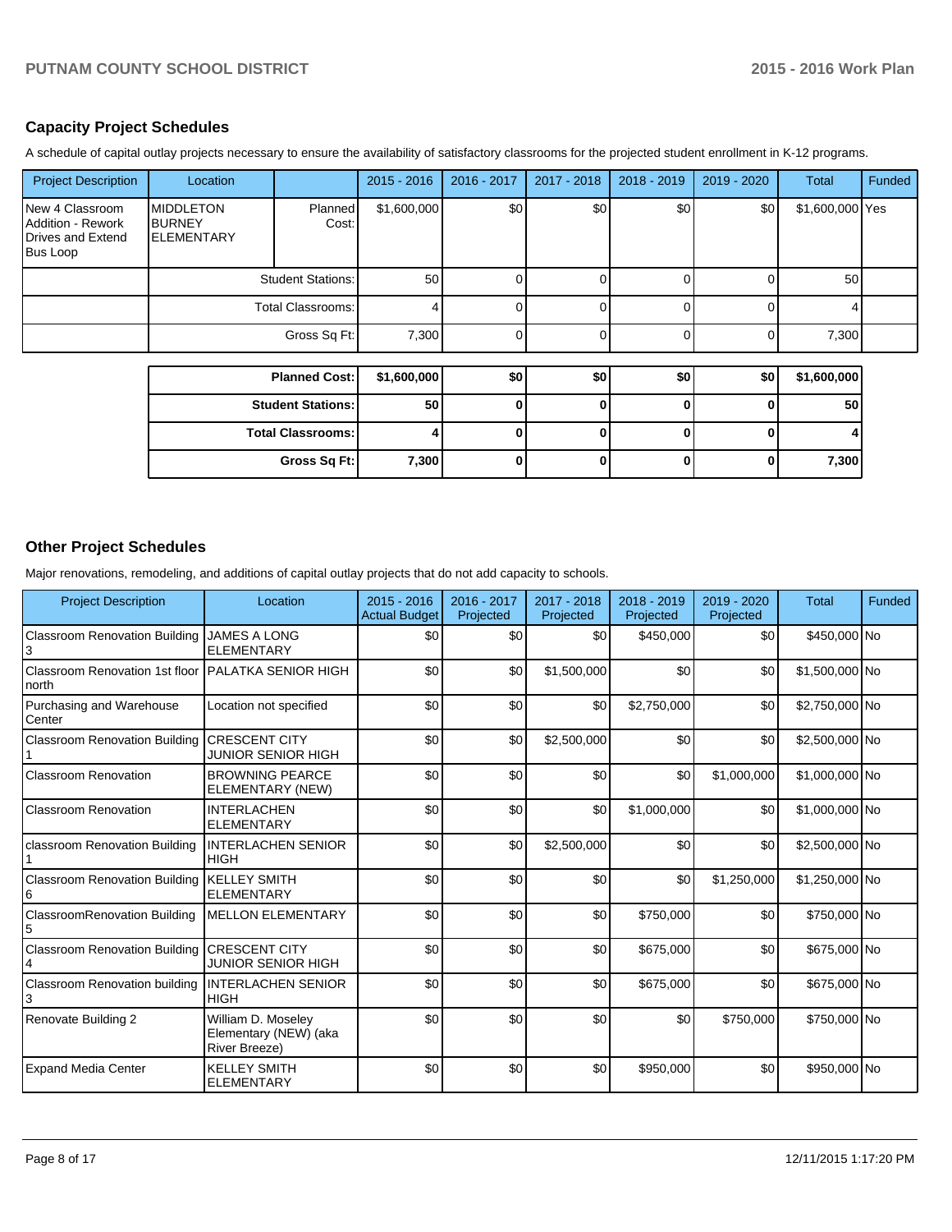## Capacity Project Schedules

A schedule of capital outlay projects necessary to ensure the availability of satisfactory classrooms for the projected student enrollment in K-12 programs.

| Project Description | Location | | 2015 - 2016 | 2016 - 2017 | 2017 - 2018 | 2018 - 2019 | 2019 - 2020 | Total | Funded |
|---|---|---|---|---|---|---|---|---|---|
| New 4 Classroom Addition - Rework Drives and Extend Bus Loop | MIDDLETON BURNEY ELEMENTARY | Planned Cost: | $1,600,000 | $0 | $0 | $0 | $0 | $1,600,000 | Yes |
| | | Student Stations: | 50 | 0 | 0 | 0 | 0 | 50 | |
| | | Total Classrooms: | 4 | 0 | 0 | 0 | 0 | 4 | |
| | | Gross Sq Ft: | 7,300 | 0 | 0 | 0 | 0 | 7,300 | |

| | 2015 - 2016 | 2016 - 2017 | 2017 - 2018 | 2018 - 2019 | 2019 - 2020 | Total |
|---|---|---|---|---|---|---|
| **Planned Cost:** | **$1,600,000** | **$0** | **$0** | **$0** | **$0** | **$1,600,000** |
| **Student Stations:** | **50** | **0** | **0** | **0** | **0** | **50** |
| **Total Classrooms:** | **4** | **0** | **0** | **0** | **0** | **4** |
| **Gross Sq Ft:** | **7,300** | **0** | **0** | **0** | **0** | **7,300** |

## Other Project Schedules

Major renovations, remodeling, and additions of capital outlay projects that do not add capacity to schools.

| Project Description | Location | 2015 - 2016 Actual Budget | 2016 - 2017 Projected | 2017 - 2018 Projected | 2018 - 2019 Projected | 2019 - 2020 Projected | Total | Funded |
|---|---|---|---|---|---|---|---|---|
| Classroom Renovation Building 3 | JAMES A LONG ELEMENTARY | $0 | $0 | $0 | $450,000 | $0 | $450,000 | No |
| Classroom Renovation 1st floor north | PALATKA SENIOR HIGH | $0 | $0 | $1,500,000 | $0 | $0 | $1,500,000 | No |
| Purchasing and Warehouse Center | Location not specified | $0 | $0 | $0 | $2,750,000 | $0 | $2,750,000 | No |
| Classroom Renovation Building 1 | CRESCENT CITY JUNIOR SENIOR HIGH | $0 | $0 | $2,500,000 | $0 | $0 | $2,500,000 | No |
| Classroom Renovation | BROWNING PEARCE ELEMENTARY (NEW) | $0 | $0 | $0 | $0 | $1,000,000 | $1,000,000 | No |
| Classroom Renovation | INTERLACHEN ELEMENTARY | $0 | $0 | $0 | $1,000,000 | $0 | $1,000,000 | No |
| classroom Renovation Building 1 | INTERLACHEN SENIOR HIGH | $0 | $0 | $2,500,000 | $0 | $0 | $2,500,000 | No |
| Classroom Renovation Building 6 | KELLEY SMITH ELEMENTARY | $0 | $0 | $0 | $0 | $1,250,000 | $1,250,000 | No |
| ClassroomRenovation Building 5 | MELLON ELEMENTARY | $0 | $0 | $0 | $750,000 | $0 | $750,000 | No |
| Classroom Renovation Building 4 | CRESCENT CITY JUNIOR SENIOR HIGH | $0 | $0 | $0 | $675,000 | $0 | $675,000 | No |
| Classroom Renovation building 3 | INTERLACHEN SENIOR HIGH | $0 | $0 | $0 | $675,000 | $0 | $675,000 | No |
| Renovate Building 2 | William D. Moseley Elementary (NEW) (aka River Breeze) | $0 | $0 | $0 | $0 | $750,000 | $750,000 | No |
| Expand Media Center | KELLEY SMITH ELEMENTARY | $0 | $0 | $0 | $950,000 | $0 | $950,000 | No |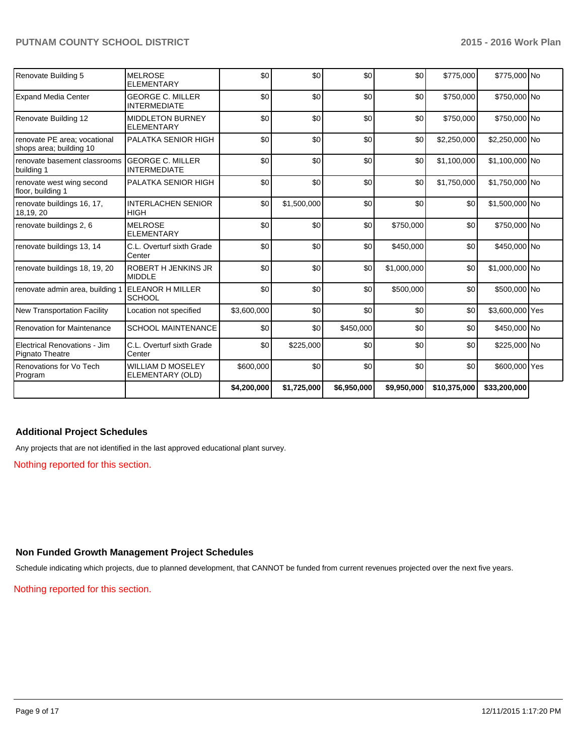| | | | | | | | | |
|---|---|---|---|---|---|---|---|---|
| Renovate Building 5 | MELROSE ELEMENTARY | $0 | $0 | $0 | $0 | $775,000 | $775,000 | No |
| Expand Media Center | GEORGE C. MILLER INTERMEDIATE | $0 | $0 | $0 | $0 | $750,000 | $750,000 | No |
| Renovate Building 12 | MIDDLETON BURNEY ELEMENTARY | $0 | $0 | $0 | $0 | $750,000 | $750,000 | No |
| renovate PE area; vocational shops area; building 10 | PALATKA SENIOR HIGH | $0 | $0 | $0 | $0 | $2,250,000 | $2,250,000 | No |
| renovate basement classrooms building 1 | GEORGE C. MILLER INTERMEDIATE | $0 | $0 | $0 | $0 | $1,100,000 | $1,100,000 | No |
| renovate west wing second floor, building 1 | PALATKA SENIOR HIGH | $0 | $0 | $0 | $0 | $1,750,000 | $1,750,000 | No |
| renovate buildings 16, 17, 18,19, 20 | INTERLACHEN SENIOR HIGH | $0 | $1,500,000 | $0 | $0 | $0 | $1,500,000 | No |
| renovate buildings 2, 6 | MELROSE ELEMENTARY | $0 | $0 | $0 | $750,000 | $0 | $750,000 | No |
| renovate buildings 13, 14 | C.L. Overturf sixth Grade Center | $0 | $0 | $0 | $450,000 | $0 | $450,000 | No |
| renovate buildings 18, 19, 20 | ROBERT H JENKINS JR MIDDLE | $0 | $0 | $0 | $1,000,000 | $0 | $1,000,000 | No |
| renovate admin area, building 1 | ELEANOR H MILLER SCHOOL | $0 | $0 | $0 | $500,000 | $0 | $500,000 | No |
| New Transportation Facility | Location not specified | $3,600,000 | $0 | $0 | $0 | $0 | $3,600,000 | Yes |
| Renovation for Maintenance | SCHOOL MAINTENANCE | $0 | $0 | $450,000 | $0 | $0 | $450,000 | No |
| Electrical Renovations - Jim Pignato Theatre | C.L. Overturf sixth Grade Center | $0 | $225,000 | $0 | $0 | $0 | $225,000 | No |
| Renovations for Vo Tech Program | WILLIAM D MOSELEY ELEMENTARY (OLD) | $600,000 | $0 | $0 | $0 | $0 | $600,000 | Yes |
| | | **$4,200,000** | **$1,725,000** | **$6,950,000** | **$9,950,000** | **$10,375,000** | **$33,200,000** | |

### Additional Project Schedules

Any projects that are not identified in the last approved educational plant survey.

Nothing reported for this section.

### Non Funded Growth Management Project Schedules

Schedule indicating which projects, due to planned development, that CANNOT be funded from current revenues projected over the next five years.

Nothing reported for this section.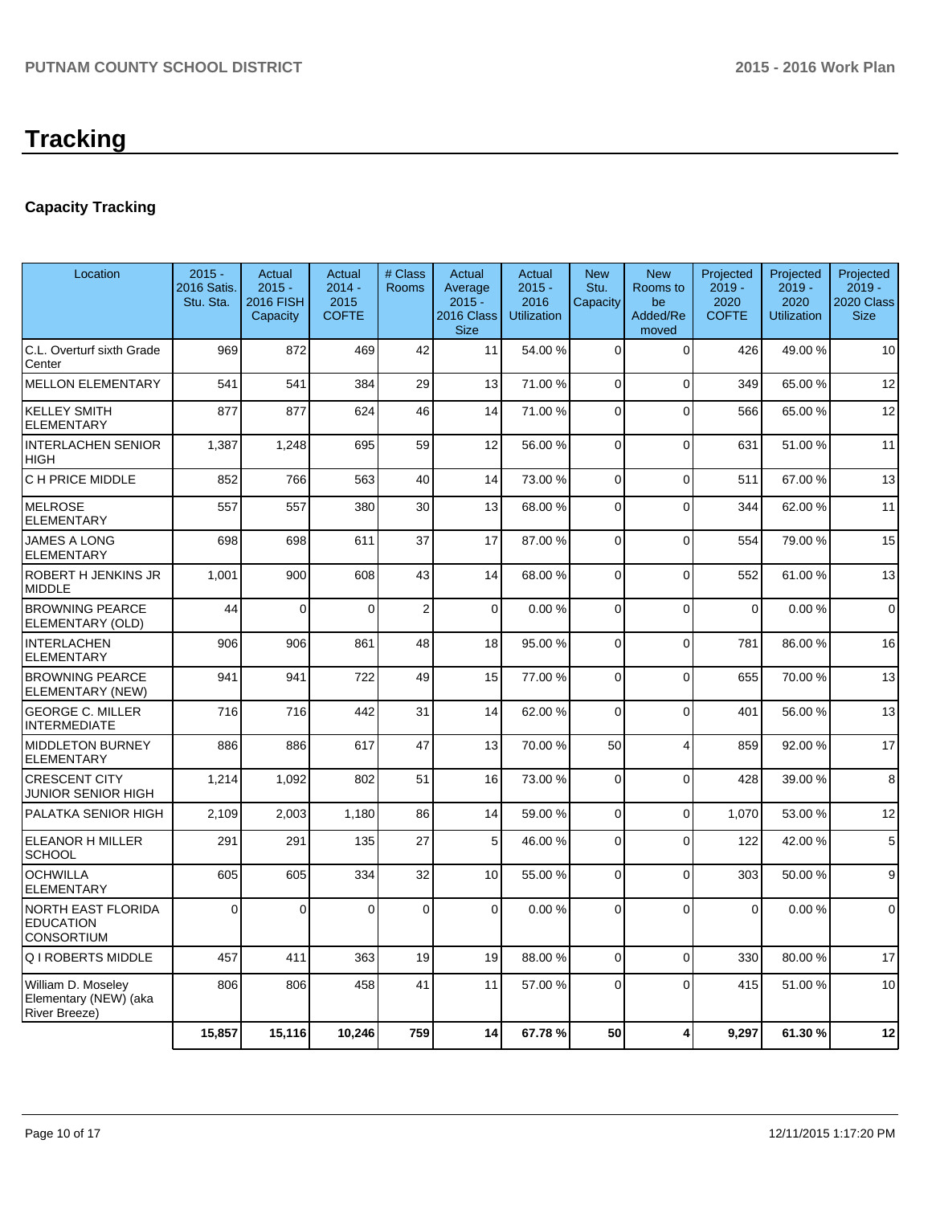# Tracking

## Capacity Tracking

| Location | 2015 - 2016 Satis. Stu. Sta. | Actual 2015 - 2016 FISH Capacity | Actual 2014 - 2015 COFTE | # Class Rooms | Actual Average 2015 - 2016 Class Size | Actual 2015 - 2016 Utilization | New Stu. Capacity | New Rooms to be Added/Removed | Projected 2019 - 2020 COFTE | Projected 2019 - 2020 Utilization | Projected 2019 - 2020 Class Size |
|---|---|---|---|---|---|---|---|---|---|---|---|
| C.L. Overturf sixth Grade Center | 969 | 872 | 469 | 42 | 11 | 54.00 % | 0 | 0 | 426 | 49.00 % | 10 |
| MELLON ELEMENTARY | 541 | 541 | 384 | 29 | 13 | 71.00 % | 0 | 0 | 349 | 65.00 % | 12 |
| KELLEY SMITH ELEMENTARY | 877 | 877 | 624 | 46 | 14 | 71.00 % | 0 | 0 | 566 | 65.00 % | 12 |
| INTERLACHEN SENIOR HIGH | 1,387 | 1,248 | 695 | 59 | 12 | 56.00 % | 0 | 0 | 631 | 51.00 % | 11 |
| C H PRICE MIDDLE | 852 | 766 | 563 | 40 | 14 | 73.00 % | 0 | 0 | 511 | 67.00 % | 13 |
| MELROSE ELEMENTARY | 557 | 557 | 380 | 30 | 13 | 68.00 % | 0 | 0 | 344 | 62.00 % | 11 |
| JAMES A LONG ELEMENTARY | 698 | 698 | 611 | 37 | 17 | 87.00 % | 0 | 0 | 554 | 79.00 % | 15 |
| ROBERT H JENKINS JR MIDDLE | 1,001 | 900 | 608 | 43 | 14 | 68.00 % | 0 | 0 | 552 | 61.00 % | 13 |
| BROWNING PEARCE ELEMENTARY (OLD) | 44 | 0 | 0 | 2 | 0 | 0.00 % | 0 | 0 | 0 | 0.00 % | 0 |
| INTERLACHEN ELEMENTARY | 906 | 906 | 861 | 48 | 18 | 95.00 % | 0 | 0 | 781 | 86.00 % | 16 |
| BROWNING PEARCE ELEMENTARY (NEW) | 941 | 941 | 722 | 49 | 15 | 77.00 % | 0 | 0 | 655 | 70.00 % | 13 |
| GEORGE C. MILLER INTERMEDIATE | 716 | 716 | 442 | 31 | 14 | 62.00 % | 0 | 0 | 401 | 56.00 % | 13 |
| MIDDLETON BURNEY ELEMENTARY | 886 | 886 | 617 | 47 | 13 | 70.00 % | 50 | 4 | 859 | 92.00 % | 17 |
| CRESCENT CITY JUNIOR SENIOR HIGH | 1,214 | 1,092 | 802 | 51 | 16 | 73.00 % | 0 | 0 | 428 | 39.00 % | 8 |
| PALATKA SENIOR HIGH | 2,109 | 2,003 | 1,180 | 86 | 14 | 59.00 % | 0 | 0 | 1,070 | 53.00 % | 12 |
| ELEANOR H MILLER SCHOOL | 291 | 291 | 135 | 27 | 5 | 46.00 % | 0 | 0 | 122 | 42.00 % | 5 |
| OCHWILLA ELEMENTARY | 605 | 605 | 334 | 32 | 10 | 55.00 % | 0 | 0 | 303 | 50.00 % | 9 |
| NORTH EAST FLORIDA EDUCATION CONSORTIUM | 0 | 0 | 0 | 0 | 0 | 0.00 % | 0 | 0 | 0 | 0.00 % | 0 |
| Q I ROBERTS MIDDLE | 457 | 411 | 363 | 19 | 19 | 88.00 % | 0 | 0 | 330 | 80.00 % | 17 |
| William D. Moseley Elementary (NEW) (aka River Breeze) | 806 | 806 | 458 | 41 | 11 | 57.00 % | 0 | 0 | 415 | 51.00 % | 10 |
| | **15,857** | **15,116** | **10,246** | **759** | **14** | **67.78 %** | **50** | **4** | **9,297** | **61.30 %** | **12** |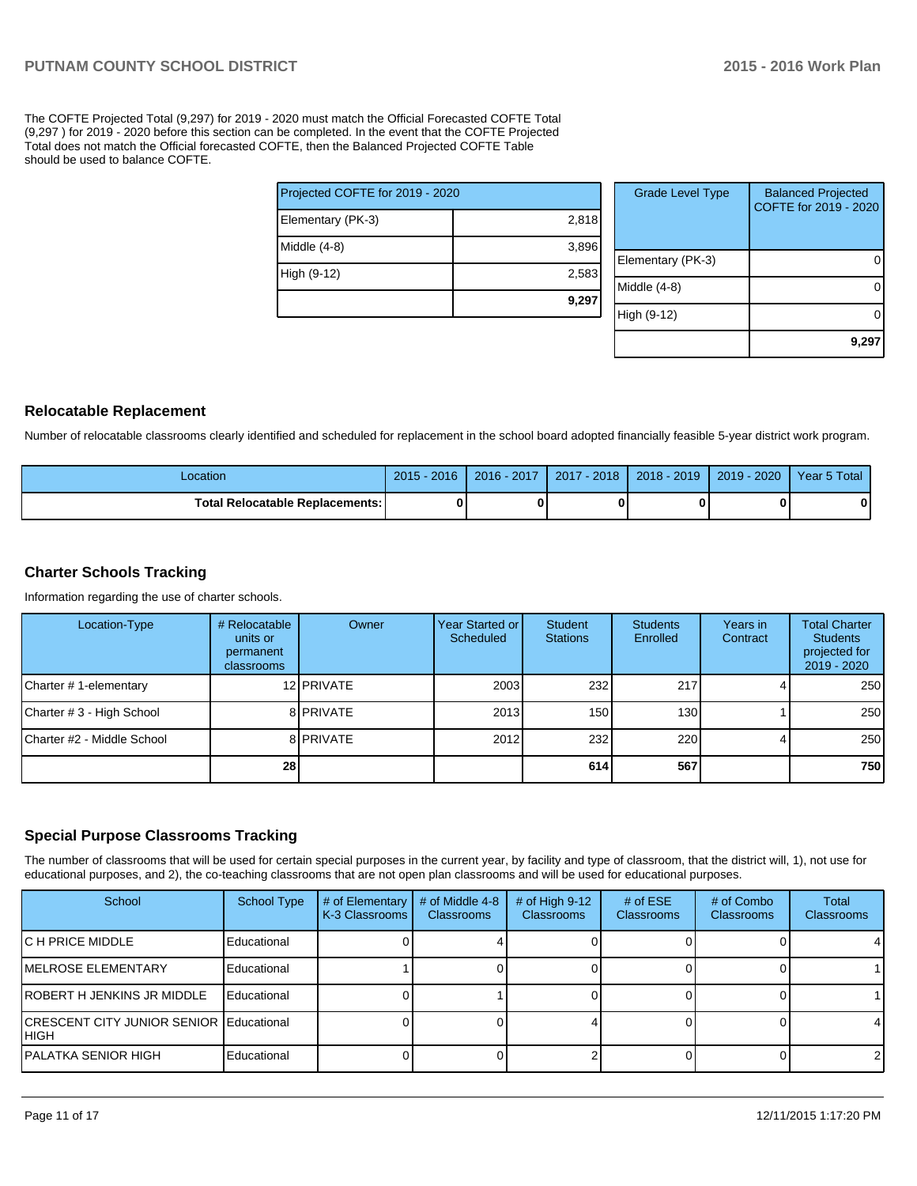The COFTE Projected Total (9,297) for 2019 - 2020 must match the Official Forecasted COFTE Total (9,297 ) for 2019 - 2020 before this section can be completed. In the event that the COFTE Projected Total does not match the Official forecasted COFTE, then the Balanced Projected COFTE Table should be used to balance COFTE.

| Projected COFTE for 2019 - 2020 | |
|---|---|
| Elementary (PK-3) | 2,818 |
| Middle (4-8) | 3,896 |
| High (9-12) | 2,583 |
| | **9,297** |

| Grade Level Type | Balanced Projected COFTE for 2019 - 2020 |
|---|---|
| Elementary (PK-3) | 0 |
| Middle (4-8) | 0 |
| High (9-12) | 0 |
| | **9,297** |

## Relocatable Replacement

Number of relocatable classrooms clearly identified and scheduled for replacement in the school board adopted financially feasible 5-year district work program.

| Location | 2015 - 2016 | 2016 - 2017 | 2017 - 2018 | 2018 - 2019 | 2019 - 2020 | Year 5 Total |
|---|---|---|---|---|---|---|
| **Total Relocatable Replacements:** | **0** | **0** | **0** | **0** | **0** | **0** |

## Charter Schools Tracking

Information regarding the use of charter schools.

| Location-Type | # Relocatable units or permanent classrooms | Owner | Year Started or Scheduled | Student Stations | Students Enrolled | Years in Contract | Total Charter Students projected for 2019 - 2020 |
|---|---|---|---|---|---|---|---|
| Charter # 1-elementary | 12 | PRIVATE | 2003 | 232 | 217 | 4 | 250 |
| Charter # 3 - High School | 8 | PRIVATE | 2013 | 150 | 130 | 1 | 250 |
| Charter #2 - Middle School | 8 | PRIVATE | 2012 | 232 | 220 | 4 | 250 |
| | **28** | | | **614** | **567** | | **750** |

## Special Purpose Classrooms Tracking

The number of classrooms that will be used for certain special purposes in the current year, by facility and type of classroom, that the district will, 1), not use for educational purposes, and 2), the co-teaching classrooms that are not open plan classrooms and will be used for educational purposes.

| School | School Type | # of Elementary K-3 Classrooms | # of Middle 4-8 Classrooms | # of High 9-12 Classrooms | # of ESE Classrooms | # of Combo Classrooms | Total Classrooms |
|---|---|---|---|---|---|---|---|
| C H PRICE MIDDLE | Educational | 0 | 4 | 0 | 0 | 0 | 4 |
| MELROSE ELEMENTARY | Educational | 1 | 0 | 0 | 0 | 0 | 1 |
| ROBERT H JENKINS JR MIDDLE | Educational | 0 | 1 | 0 | 0 | 0 | 1 |
| CRESCENT CITY JUNIOR SENIOR HIGH | Educational | 0 | 0 | 4 | 0 | 0 | 4 |
| PALATKA SENIOR HIGH | Educational | 0 | 0 | 2 | 0 | 0 | 2 |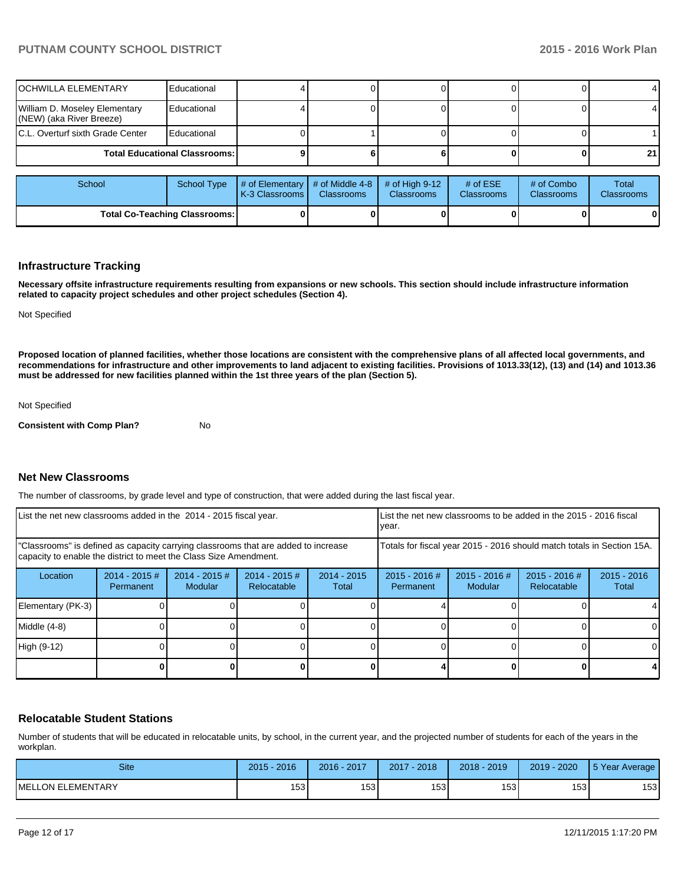| School | School Type | # of Elementary K-3 Classrooms | # of Middle 4-8 Classrooms | # of High 9-12 Classrooms | # of ESE Classrooms | # of Combo Classrooms | Total Classrooms |
|---|---|---|---|---|---|---|---|
| OCHWILLA ELEMENTARY | Educational | 4 | 0 | 0 | 0 | 0 | 4 |
| William D. Moseley Elementary (NEW) (aka River Breeze) | Educational | 4 | 0 | 0 | 0 | 0 | 4 |
| C.L. Overturf sixth Grade Center | Educational | 0 | 1 | 0 | 0 | 0 | 1 |
| **Total Educational Classrooms:** | | **9** | **6** | **6** | **0** | **0** | **21** |

| School | School Type | # of Elementary K-3 Classrooms | # of Middle 4-8 Classrooms | # of High 9-12 Classrooms | # of ESE Classrooms | # of Combo Classrooms | Total Classrooms |
|---|---|---|---|---|---|---|---|
| **Total Co-Teaching Classrooms:** | | **0** | **0** | **0** | **0** | **0** | **0** |

## Infrastructure Tracking

**Necessary offsite infrastructure requirements resulting from expansions or new schools. This section should include infrastructure information related to capacity project schedules and other project schedules (Section 4).**

Not Specified

**Proposed location of planned facilities, whether those locations are consistent with the comprehensive plans of all affected local governments, and recommendations for infrastructure and other improvements to land adjacent to existing facilities. Provisions of 1013.33(12), (13) and (14) and 1013.36 must be addressed for new facilities planned within the 1st three years of the plan (Section 5).**

Not Specified

**Consistent with Comp Plan?** No

## Net New Classrooms

The number of classrooms, by grade level and type of construction, that were added during the last fiscal year.

| List the net new classrooms added in the 2014 - 2015 fiscal year. | | | | | List the net new classrooms to be added in the 2015 - 2016 fiscal year. | | | |
|---|---|---|---|---|---|---|---|---|
| "Classrooms" is defined as capacity carrying classrooms that are added to increase capacity to enable the district to meet the Class Size Amendment. | | | | | Totals for fiscal year 2015 - 2016 should match totals in Section 15A. | | | |
| Location | 2014 - 2015 # Permanent | 2014 - 2015 # Modular | 2014 - 2015 # Relocatable | 2014 - 2015 Total | 2015 - 2016 # Permanent | 2015 - 2016 # Modular | 2015 - 2016 # Relocatable | 2015 - 2016 Total |
| Elementary (PK-3) | 0 | 0 | 0 | 0 | 4 | 0 | 0 | 4 |
| Middle (4-8) | 0 | 0 | 0 | 0 | 0 | 0 | 0 | 0 |
| High (9-12) | 0 | 0 | 0 | 0 | 0 | 0 | 0 | 0 |
| | **0** | **0** | **0** | **0** | **4** | **0** | **0** | **4** |

## Relocatable Student Stations

Number of students that will be educated in relocatable units, by school, in the current year, and the projected number of students for each of the years in the workplan.

| Site | 2015 - 2016 | 2016 - 2017 | 2017 - 2018 | 2018 - 2019 | 2019 - 2020 | 5 Year Average |
|---|---|---|---|---|---|---|
| MELLON ELEMENTARY | 153 | 153 | 153 | 153 | 153 | 153 |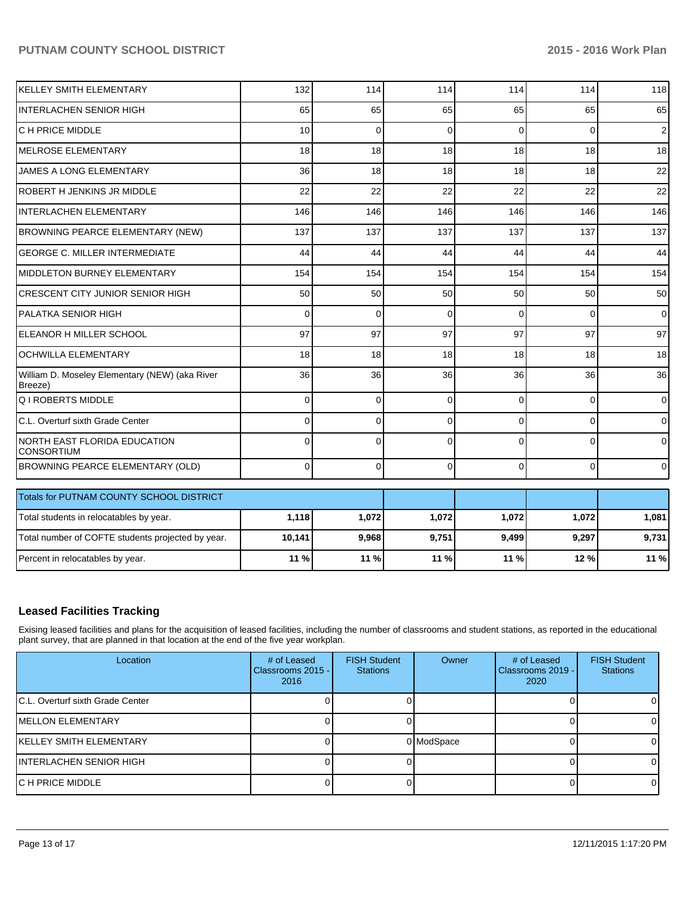| | | | | | | |
|---|---|---|---|---|---|---|
| KELLEY SMITH ELEMENTARY | 132 | 114 | 114 | 114 | 114 | 118 |
| INTERLACHEN SENIOR HIGH | 65 | 65 | 65 | 65 | 65 | 65 |
| C H PRICE MIDDLE | 10 | 0 | 0 | 0 | 0 | 2 |
| MELROSE ELEMENTARY | 18 | 18 | 18 | 18 | 18 | 18 |
| JAMES A LONG ELEMENTARY | 36 | 18 | 18 | 18 | 18 | 22 |
| ROBERT H JENKINS JR MIDDLE | 22 | 22 | 22 | 22 | 22 | 22 |
| INTERLACHEN ELEMENTARY | 146 | 146 | 146 | 146 | 146 | 146 |
| BROWNING PEARCE ELEMENTARY (NEW) | 137 | 137 | 137 | 137 | 137 | 137 |
| GEORGE C. MILLER INTERMEDIATE | 44 | 44 | 44 | 44 | 44 | 44 |
| MIDDLETON BURNEY ELEMENTARY | 154 | 154 | 154 | 154 | 154 | 154 |
| CRESCENT CITY JUNIOR SENIOR HIGH | 50 | 50 | 50 | 50 | 50 | 50 |
| PALATKA SENIOR HIGH | 0 | 0 | 0 | 0 | 0 | 0 |
| ELEANOR H MILLER SCHOOL | 97 | 97 | 97 | 97 | 97 | 97 |
| OCHWILLA ELEMENTARY | 18 | 18 | 18 | 18 | 18 | 18 |
| William D. Moseley Elementary (NEW) (aka River Breeze) | 36 | 36 | 36 | 36 | 36 | 36 |
| Q I ROBERTS MIDDLE | 0 | 0 | 0 | 0 | 0 | 0 |
| C.L. Overturf sixth Grade Center | 0 | 0 | 0 | 0 | 0 | 0 |
| NORTH EAST FLORIDA EDUCATION CONSORTIUM | 0 | 0 | 0 | 0 | 0 | 0 |
| BROWNING PEARCE ELEMENTARY (OLD) | 0 | 0 | 0 | 0 | 0 | 0 |

| Totals for PUTNAM COUNTY SCHOOL DISTRICT | | | | | | |
|---|---|---|---|---|---|---|
| Total students in relocatables by year. | **1,118** | **1,072** | **1,072** | **1,072** | **1,072** | **1,081** |
| Total number of COFTE students projected by year. | **10,141** | **9,968** | **9,751** | **9,499** | **9,297** | **9,731** |
| Percent in relocatables by year. | **11 %** | **11 %** | **11 %** | **11 %** | **12 %** | **11 %** |

## Leased Facilities Tracking

Exising leased facilities and plans for the acquisition of leased facilities, including the number of classrooms and student stations, as reported in the educational plant survey, that are planned in that location at the end of the five year workplan.

| Location | # of Leased Classrooms 2015 - 2016 | FISH Student Stations | Owner | # of Leased Classrooms 2019 - 2020 | FISH Student Stations |
|---|---|---|---|---|---|
| C.L. Overturf sixth Grade Center | 0 | 0 | | 0 | 0 |
| MELLON ELEMENTARY | 0 | 0 | | 0 | 0 |
| KELLEY SMITH ELEMENTARY | 0 | 0 | ModSpace | 0 | 0 |
| INTERLACHEN SENIOR HIGH | 0 | 0 | | 0 | 0 |
| C H PRICE MIDDLE | 0 | 0 | | 0 | 0 |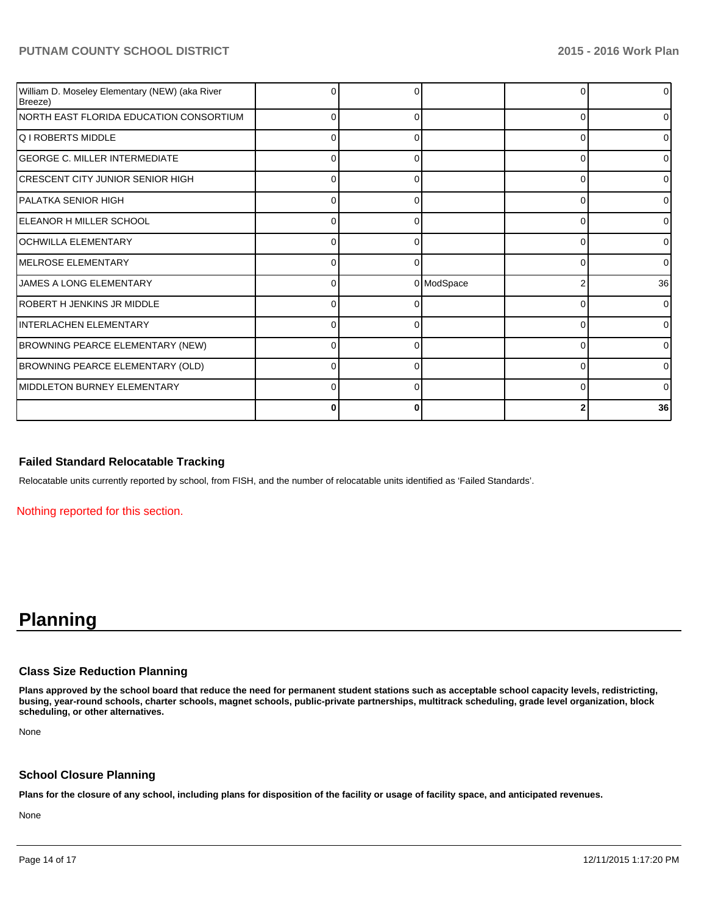| | | | | | |
|---|---|---|---|---|---|
| William D. Moseley Elementary (NEW) (aka River Breeze) | 0 | 0 | | 0 | 0 |
| NORTH EAST FLORIDA EDUCATION CONSORTIUM | 0 | 0 | | 0 | 0 |
| Q I ROBERTS MIDDLE | 0 | 0 | | 0 | 0 |
| GEORGE C. MILLER INTERMEDIATE | 0 | 0 | | 0 | 0 |
| CRESCENT CITY JUNIOR SENIOR HIGH | 0 | 0 | | 0 | 0 |
| PALATKA SENIOR HIGH | 0 | 0 | | 0 | 0 |
| ELEANOR H MILLER SCHOOL | 0 | 0 | | 0 | 0 |
| OCHWILLA ELEMENTARY | 0 | 0 | | 0 | 0 |
| MELROSE ELEMENTARY | 0 | 0 | | 0 | 0 |
| JAMES A LONG ELEMENTARY | 0 | 0 | ModSpace | 2 | 36 |
| ROBERT H JENKINS JR MIDDLE | 0 | 0 | | 0 | 0 |
| INTERLACHEN ELEMENTARY | 0 | 0 | | 0 | 0 |
| BROWNING PEARCE ELEMENTARY (NEW) | 0 | 0 | | 0 | 0 |
| BROWNING PEARCE ELEMENTARY (OLD) | 0 | 0 | | 0 | 0 |
| MIDDLETON BURNEY ELEMENTARY | 0 | 0 | | 0 | 0 |
| | **0** | **0** | | **2** | **36** |

### Failed Standard Relocatable Tracking

Relocatable units currently reported by school, from FISH, and the number of relocatable units identified as 'Failed Standards'.

Nothing reported for this section.

# Planning

### Class Size Reduction Planning

**Plans approved by the school board that reduce the need for permanent student stations such as acceptable school capacity levels, redistricting, busing, year-round schools, charter schools, magnet schools, public-private partnerships, multitrack scheduling, grade level organization, block scheduling, or other alternatives.**

None

### School Closure Planning

**Plans for the closure of any school, including plans for disposition of the facility or usage of facility space, and anticipated revenues.**

None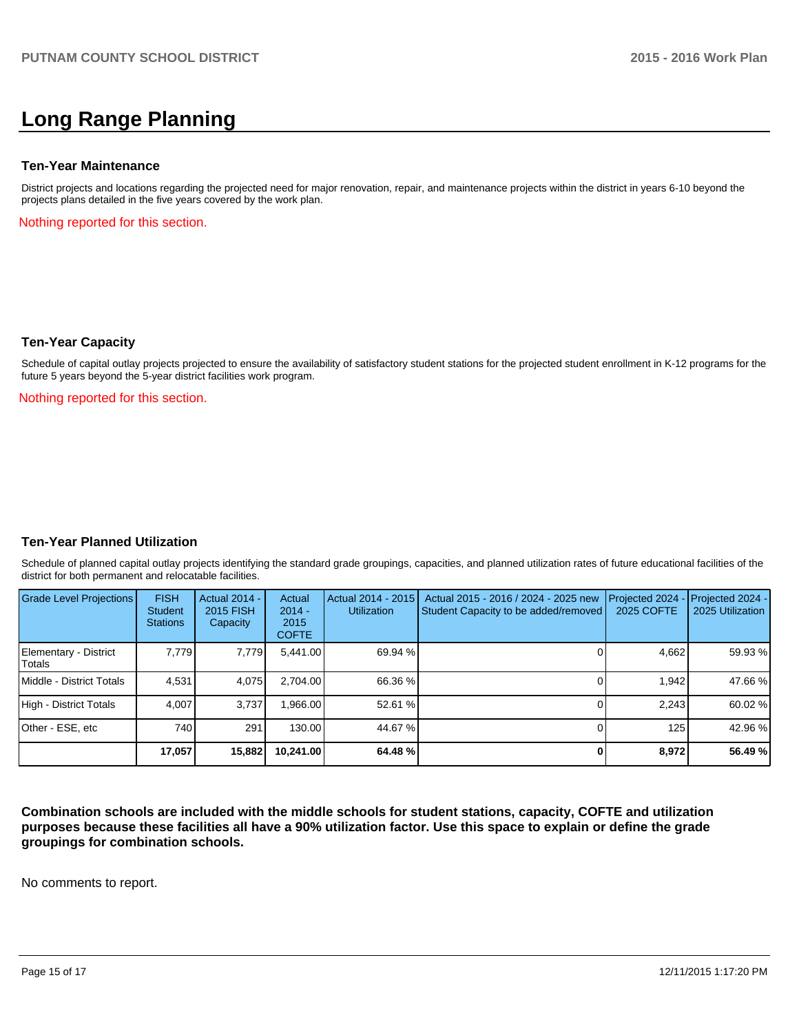# Long Range Planning

### Ten-Year Maintenance

District projects and locations regarding the projected need for major renovation, repair, and maintenance projects within the district in years 6-10 beyond the projects plans detailed in the five years covered by the work plan.

Nothing reported for this section.

### Ten-Year Capacity

Schedule of capital outlay projects projected to ensure the availability of satisfactory student stations for the projected student enrollment in K-12 programs for the future 5 years beyond the 5-year district facilities work program.

Nothing reported for this section.

### Ten-Year Planned Utilization

Schedule of planned capital outlay projects identifying the standard grade groupings, capacities, and planned utilization rates of future educational facilities of the district for both permanent and relocatable facilities.

| Grade Level Projections | FISH Student Stations | Actual 2014 - 2015 FISH Capacity | Actual 2014 - 2015 COFTE | Actual 2014 - 2015 Utilization | Actual 2015 - 2016 / 2024 - 2025 new Student Capacity to be added/removed | Projected 2024 - 2025 COFTE | Projected 2024 - 2025 Utilization |
|---|---|---|---|---|---|---|---|
| Elementary - District Totals | 7,779 | 7,779 | 5,441.00 | 69.94 % | 0 | 4,662 | 59.93 % |
| Middle - District Totals | 4,531 | 4,075 | 2,704.00 | 66.36 % | 0 | 1,942 | 47.66 % |
| High - District Totals | 4,007 | 3,737 | 1,966.00 | 52.61 % | 0 | 2,243 | 60.02 % |
| Other - ESE, etc | 740 | 291 | 130.00 | 44.67 % | 0 | 125 | 42.96 % |
| | **17,057** | **15,882** | **10,241.00** | **64.48 %** | **0** | **8,972** | **56.49 %** |

**Combination schools are included with the middle schools for student stations, capacity, COFTE and utilization purposes because these facilities all have a 90% utilization factor. Use this space to explain or define the grade groupings for combination schools.**

No comments to report.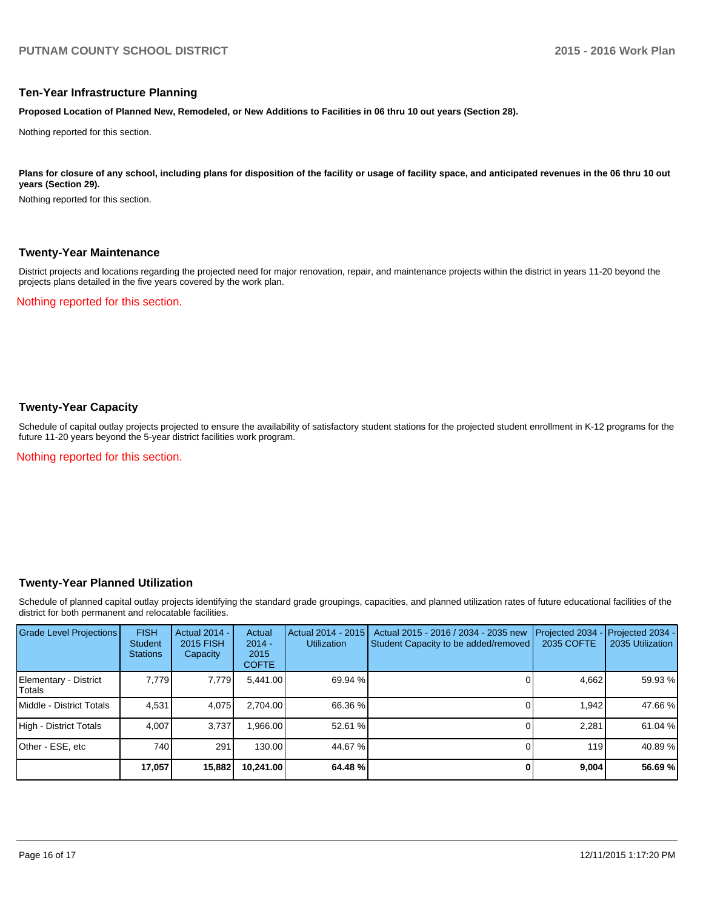## Ten-Year Infrastructure Planning

**Proposed Location of Planned New, Remodeled, or New Additions to Facilities in 06 thru 10 out years (Section 28).**

Nothing reported for this section.

**Plans for closure of any school, including plans for disposition of the facility or usage of facility space, and anticipated revenues in the 06 thru 10 out years (Section 29).**

Nothing reported for this section.

## Twenty-Year Maintenance

District projects and locations regarding the projected need for major renovation, repair, and maintenance projects within the district in years 11-20 beyond the projects plans detailed in the five years covered by the work plan.

Nothing reported for this section.

## Twenty-Year Capacity

Schedule of capital outlay projects projected to ensure the availability of satisfactory student stations for the projected student enrollment in K-12 programs for the future 11-20 years beyond the 5-year district facilities work program.

Nothing reported for this section.

## Twenty-Year Planned Utilization

Schedule of planned capital outlay projects identifying the standard grade groupings, capacities, and planned utilization rates of future educational facilities of the district for both permanent and relocatable facilities.

| Grade Level Projections | FISH Student Stations | Actual 2014 - 2015 FISH Capacity | Actual 2014 - 2015 COFTE | Actual 2014 - 2015 Utilization | Actual 2015 - 2016 / 2034 - 2035 new Student Capacity to be added/removed | Projected 2034 - 2035 COFTE | Projected 2034 - 2035 Utilization |
|---|---|---|---|---|---|---|---|
| Elementary - District Totals | 7,779 | 7,779 | 5,441.00 | 69.94 % | 0 | 4,662 | 59.93 % |
| Middle - District Totals | 4,531 | 4,075 | 2,704.00 | 66.36 % | 0 | 1,942 | 47.66 % |
| High - District Totals | 4,007 | 3,737 | 1,966.00 | 52.61 % | 0 | 2,281 | 61.04 % |
| Other - ESE, etc | 740 | 291 | 130.00 | 44.67 % | 0 | 119 | 40.89 % |
| | **17,057** | **15,882** | **10,241.00** | **64.48 %** | **0** | **9,004** | **56.69 %** |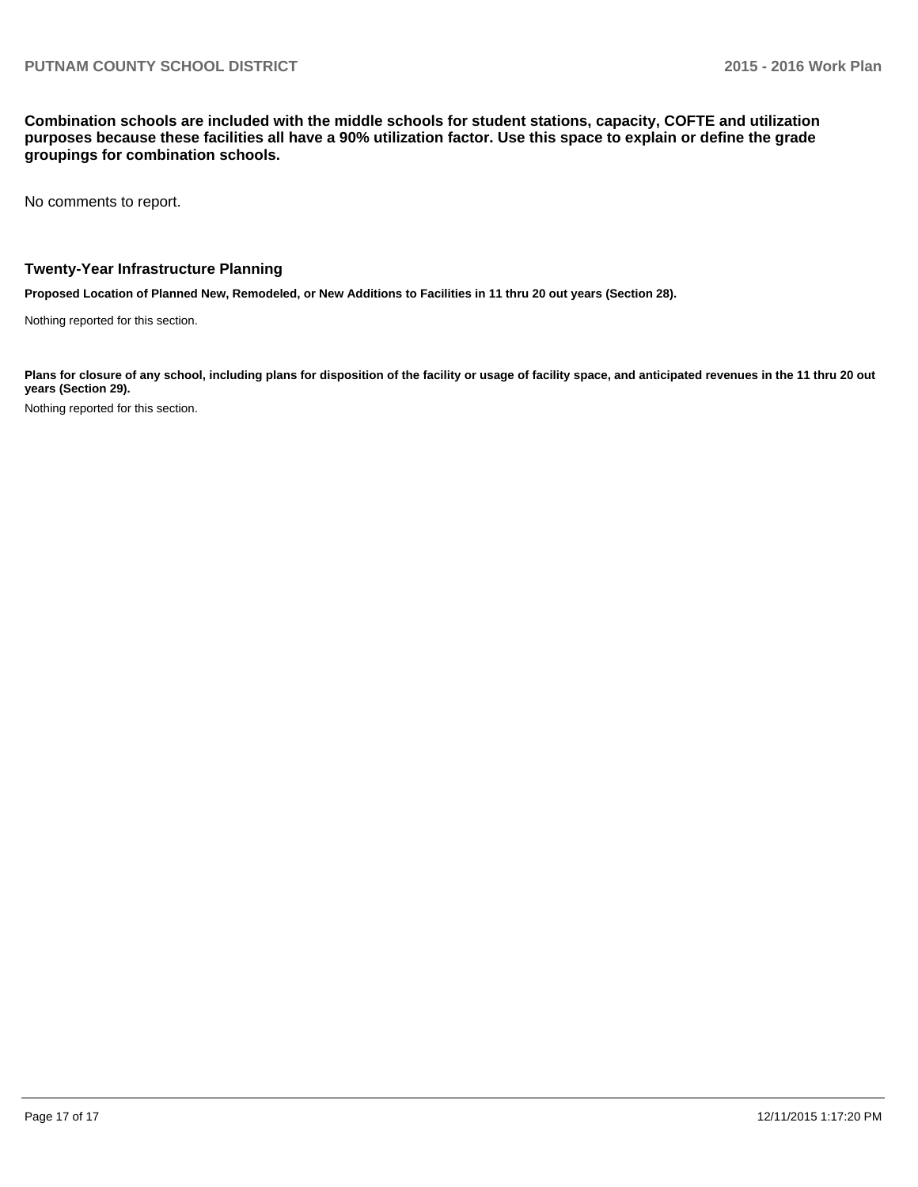**Combination schools are included with the middle schools for student stations, capacity, COFTE and utilization purposes because these facilities all have a 90% utilization factor. Use this space to explain or define the grade groupings for combination schools.**

No comments to report.

## Twenty-Year Infrastructure Planning

**Proposed Location of Planned New, Remodeled, or New Additions to Facilities in 11 thru 20 out years (Section 28).**

Nothing reported for this section.

**Plans for closure of any school, including plans for disposition of the facility or usage of facility space, and anticipated revenues in the 11 thru 20 out years (Section 29).**

Nothing reported for this section.